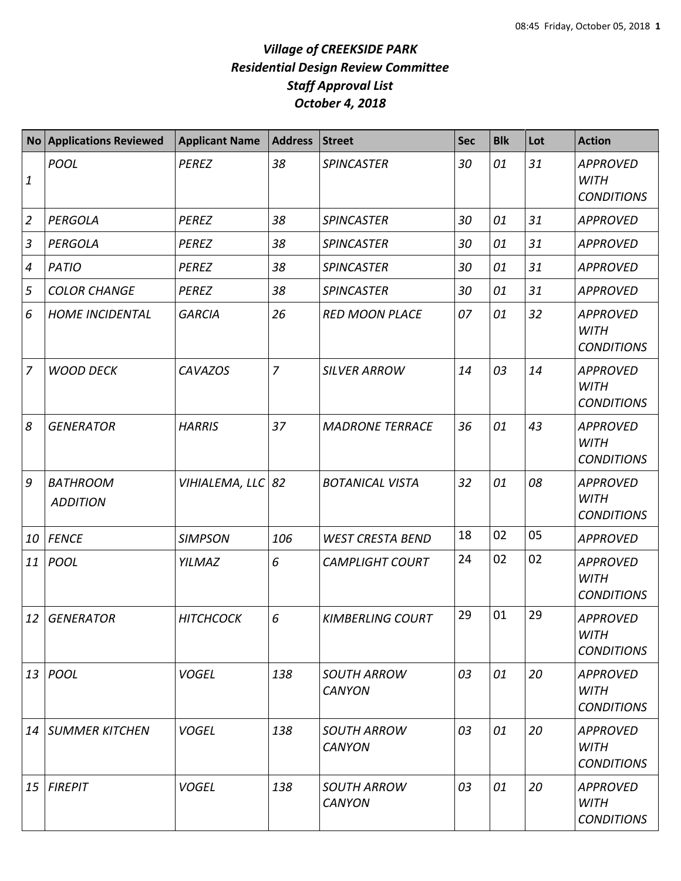# *Village of CREEKSIDE PARK*
## *Residential Design Review Committee*
## *Staff Approval List*
## *October 4, 2018*

| No | Applications Reviewed | Applicant Name | Address | Street | Sec | Blk | Lot | Action |
|---|---|---|---|---|---|---|---|---|
| *1* | *POOL* | *PEREZ* | *38* | *SPINCASTER* | *30* | *01* | *31* | *APPROVED WITH CONDITIONS* |
| *2* | *PERGOLA* | *PEREZ* | *38* | *SPINCASTER* | *30* | *01* | *31* | *APPROVED* |
| *3* | *PERGOLA* | *PEREZ* | *38* | *SPINCASTER* | *30* | *01* | *31* | *APPROVED* |
| *4* | *PATIO* | *PEREZ* | *38* | *SPINCASTER* | *30* | *01* | *31* | *APPROVED* |
| *5* | *COLOR CHANGE* | *PEREZ* | *38* | *SPINCASTER* | *30* | *01* | *31* | *APPROVED* |
| *6* | *HOME INCIDENTAL* | *GARCIA* | *26* | *RED MOON PLACE* | *07* | *01* | *32* | *APPROVED WITH CONDITIONS* |
| *7* | *WOOD DECK* | *CAVAZOS* | *7* | *SILVER ARROW* | *14* | *03* | *14* | *APPROVED WITH CONDITIONS* |
| *8* | *GENERATOR* | *HARRIS* | *37* | *MADRONE TERRACE* | *36* | *01* | *43* | *APPROVED WITH CONDITIONS* |
| *9* | *BATHROOM ADDITION* | *VIHIALEMA, LLC* | *82* | *BOTANICAL VISTA* | *32* | *01* | *08* | *APPROVED WITH CONDITIONS* |
| *10* | *FENCE* | *SIMPSON* | *106* | *WEST CRESTA BEND* | 18 | 02 | 05 | *APPROVED* |
| *11* | *POOL* | *YILMAZ* | *6* | *CAMPLIGHT COURT* | 24 | 02 | 02 | *APPROVED WITH CONDITIONS* |
| *12* | *GENERATOR* | *HITCHCOCK* | *6* | *KIMBERLING COURT* | 29 | 01 | 29 | *APPROVED WITH CONDITIONS* |
| *13* | *POOL* | *VOGEL* | *138* | *SOUTH ARROW CANYON* | *03* | *01* | *20* | *APPROVED WITH CONDITIONS* |
| *14* | *SUMMER KITCHEN* | *VOGEL* | *138* | *SOUTH ARROW CANYON* | *03* | *01* | *20* | *APPROVED WITH CONDITIONS* |
| *15* | *FIREPIT* | *VOGEL* | *138* | *SOUTH ARROW CANYON* | *03* | *01* | *20* | *APPROVED WITH CONDITIONS* |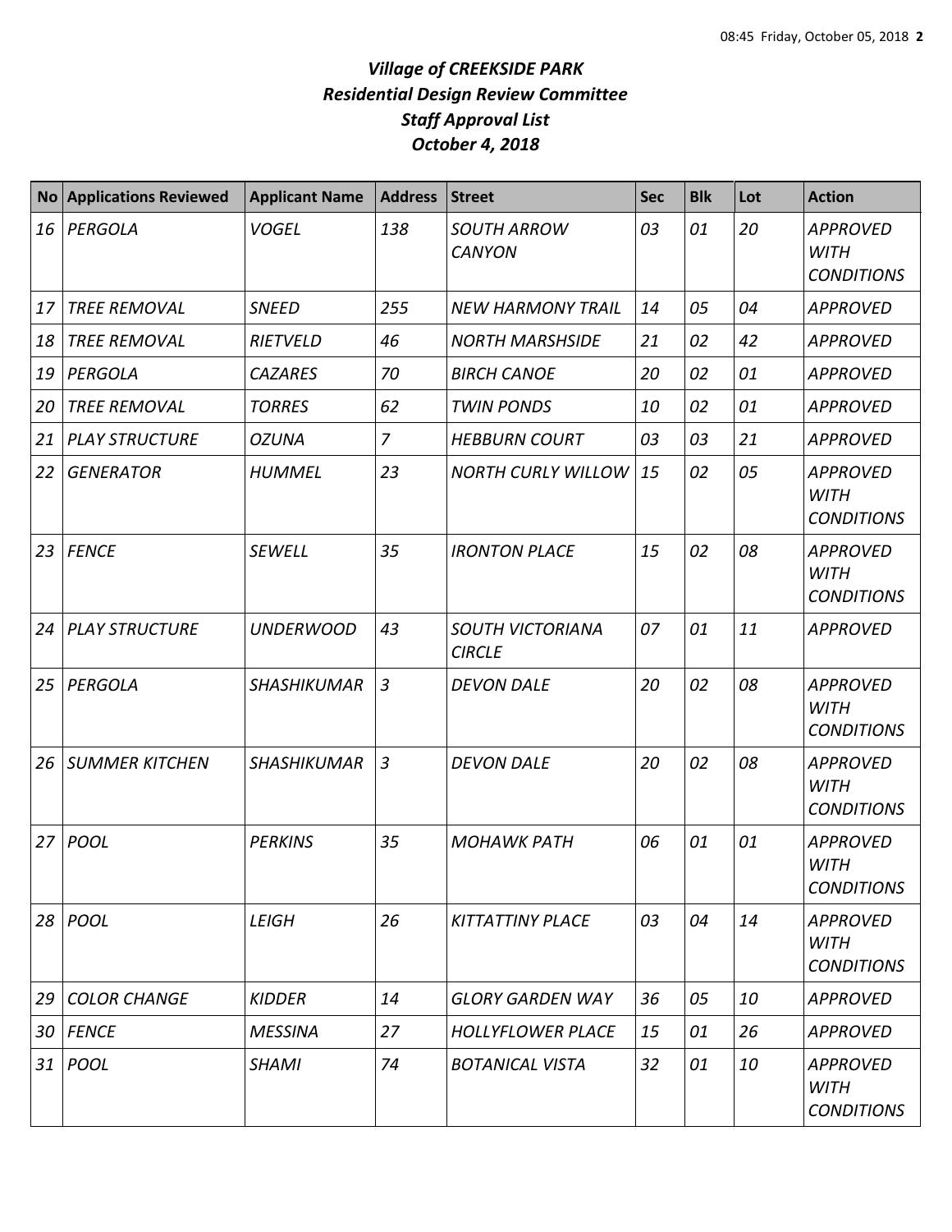# *Village of CREEKSIDE PARK*
## *Residential Design Review Committee*
## *Staff Approval List*
## *October 4, 2018*

| No | Applications Reviewed | Applicant Name | Address | Street | Sec | Blk | Lot | Action |
|---|---|---|---|---|---|---|---|---|
| *16* | *PERGOLA* | *VOGEL* | *138* | *SOUTH ARROW CANYON* | *03* | *01* | *20* | *APPROVED WITH CONDITIONS* |
| *17* | *TREE REMOVAL* | *SNEED* | *255* | *NEW HARMONY TRAIL* | *14* | *05* | *04* | *APPROVED* |
| *18* | *TREE REMOVAL* | *RIETVELD* | *46* | *NORTH MARSHSIDE* | *21* | *02* | *42* | *APPROVED* |
| *19* | *PERGOLA* | *CAZARES* | *70* | *BIRCH CANOE* | *20* | *02* | *01* | *APPROVED* |
| *20* | *TREE REMOVAL* | *TORRES* | *62* | *TWIN PONDS* | *10* | *02* | *01* | *APPROVED* |
| *21* | *PLAY STRUCTURE* | *OZUNA* | *7* | *HEBBURN COURT* | *03* | *03* | *21* | *APPROVED* |
| *22* | *GENERATOR* | *HUMMEL* | *23* | *NORTH CURLY WILLOW* | *15* | *02* | *05* | *APPROVED WITH CONDITIONS* |
| *23* | *FENCE* | *SEWELL* | *35* | *IRONTON PLACE* | *15* | *02* | *08* | *APPROVED WITH CONDITIONS* |
| *24* | *PLAY STRUCTURE* | *UNDERWOOD* | *43* | *SOUTH VICTORIANA CIRCLE* | *07* | *01* | *11* | *APPROVED* |
| *25* | *PERGOLA* | *SHASHIKUMAR* | *3* | *DEVON DALE* | *20* | *02* | *08* | *APPROVED WITH CONDITIONS* |
| *26* | *SUMMER KITCHEN* | *SHASHIKUMAR* | *3* | *DEVON DALE* | *20* | *02* | *08* | *APPROVED WITH CONDITIONS* |
| *27* | *POOL* | *PERKINS* | *35* | *MOHAWK PATH* | *06* | *01* | *01* | *APPROVED WITH CONDITIONS* |
| *28* | *POOL* | *LEIGH* | *26* | *KITTATTINY PLACE* | *03* | *04* | *14* | *APPROVED WITH CONDITIONS* |
| *29* | *COLOR CHANGE* | *KIDDER* | *14* | *GLORY GARDEN WAY* | *36* | *05* | *10* | *APPROVED* |
| *30* | *FENCE* | *MESSINA* | *27* | *HOLLYFLOWER PLACE* | *15* | *01* | *26* | *APPROVED* |
| *31* | *POOL* | *SHAMI* | *74* | *BOTANICAL VISTA* | *32* | *01* | *10* | *APPROVED WITH CONDITIONS* |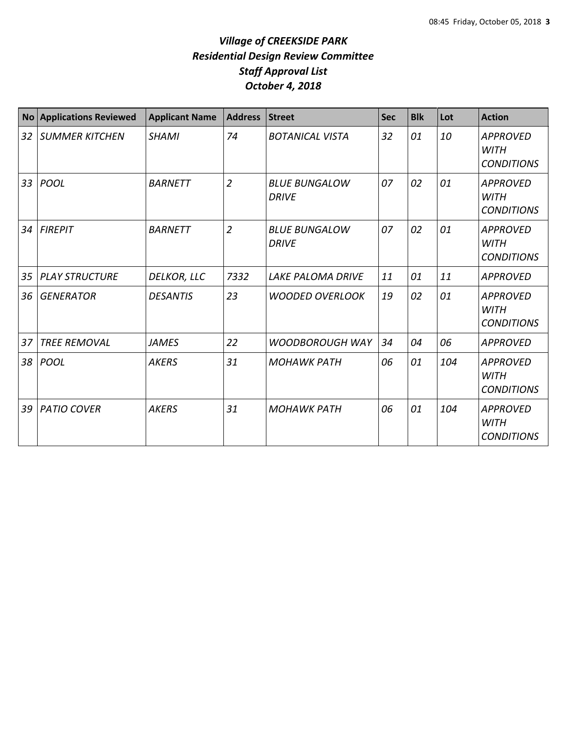# *Village of CREEKSIDE PARK*
## *Residential Design Review Committee*
## *Staff Approval List*
## *October 4, 2018*

| No | Applications Reviewed | Applicant Name | Address | Street | Sec | Blk | Lot | Action |
|---|---|---|---|---|---|---|---|---|
| *32* | *SUMMER KITCHEN* | *SHAMI* | *74* | *BOTANICAL VISTA* | *32* | *01* | *10* | *APPROVED WITH CONDITIONS* |
| *33* | *POOL* | *BARNETT* | *2* | *BLUE BUNGALOW DRIVE* | *07* | *02* | *01* | *APPROVED WITH CONDITIONS* |
| *34* | *FIREPIT* | *BARNETT* | *2* | *BLUE BUNGALOW DRIVE* | *07* | *02* | *01* | *APPROVED WITH CONDITIONS* |
| *35* | *PLAY STRUCTURE* | *DELKOR, LLC* | *7332* | *LAKE PALOMA DRIVE* | *11* | *01* | *11* | *APPROVED* |
| *36* | *GENERATOR* | *DESANTIS* | *23* | *WOODED OVERLOOK* | *19* | *02* | *01* | *APPROVED WITH CONDITIONS* |
| *37* | *TREE REMOVAL* | *JAMES* | *22* | *WOODBOROUGH WAY* | *34* | *04* | *06* | *APPROVED* |
| *38* | *POOL* | *AKERS* | *31* | *MOHAWK PATH* | *06* | *01* | *104* | *APPROVED WITH CONDITIONS* |
| *39* | *PATIO COVER* | *AKERS* | *31* | *MOHAWK PATH* | *06* | *01* | *104* | *APPROVED WITH CONDITIONS* |